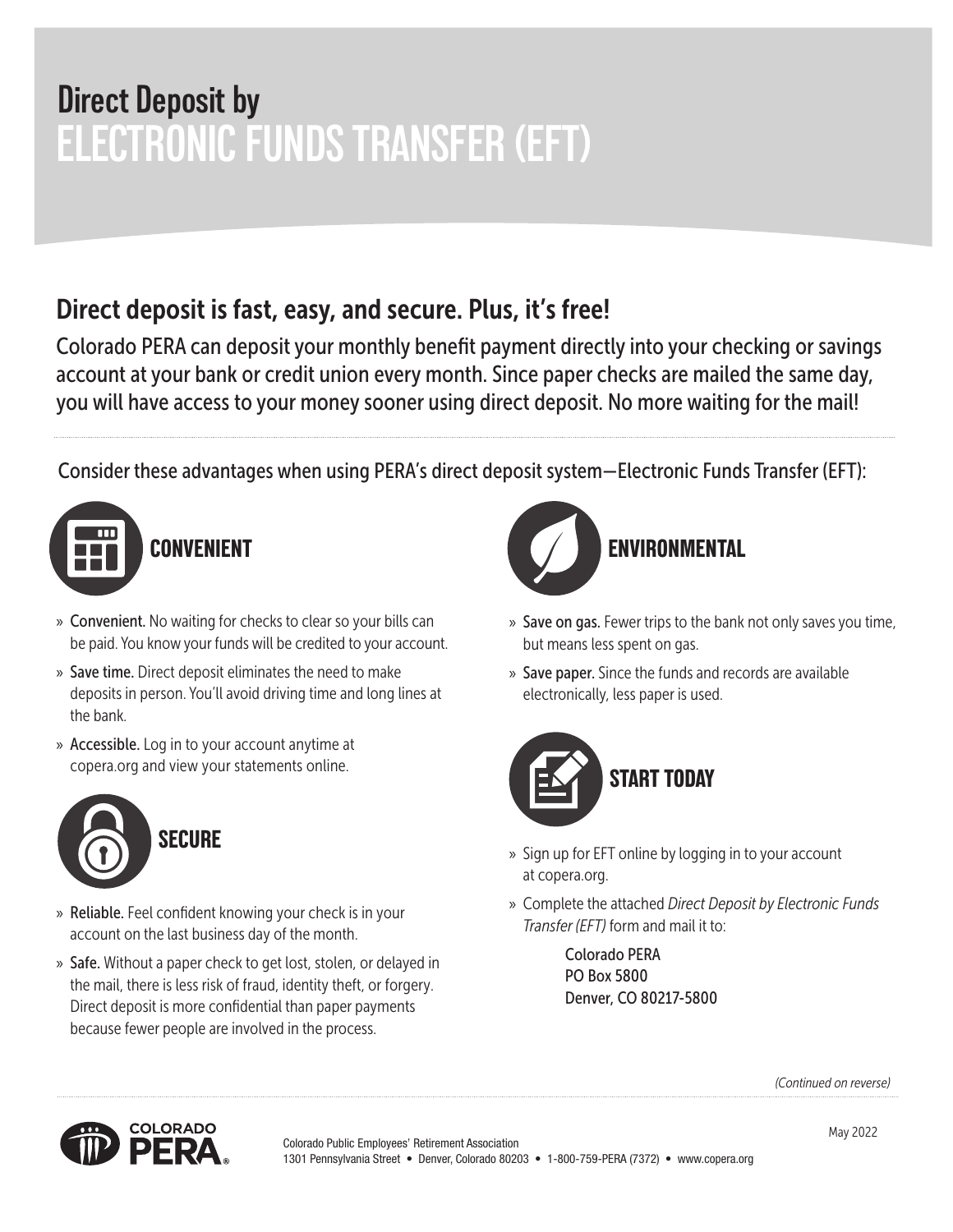# Direct Deposit by ELECTRONIC FUNDS TRANSFER (EFT)

## Direct deposit is fast, easy, and secure. Plus, it's free!

Colorado PERA can deposit your monthly benefit payment directly into your checking or savings account at your bank or credit union every month. Since paper checks are mailed the same day, you will have access to your money sooner using direct deposit. No more waiting for the mail!

Consider these advantages when using PERA's direct deposit system—Electronic Funds Transfer (EFT):

### CONVENIENT

- **Convenient.** No waiting for checks to clear so your bills can be paid. You know your funds will be credited to your account.
- **Save time.** Direct deposit eliminates the need to make deposits in person. You'll avoid driving time and long lines at the bank.
- **Accessible.** Log in to your account anytime at copera.org and view your statements online.

### SECURE

- **Reliable.** Feel confident knowing your check is in your account on the last business day of the month.
- **Safe.** Without a paper check to get lost, stolen, or delayed in the mail, there is less risk of fraud, identity theft, or forgery. Direct deposit is more confidential than paper payments because fewer people are involved in the process.

### ENVIRONMENTAL

- **Save on gas.** Fewer trips to the bank not only saves you time, but means less spent on gas.
- **Save paper.** Since the funds and records are available electronically, less paper is used.

### START TODAY

- Sign up for EFT online by logging in to your account at copera.org.
- Complete the attached *Direct Deposit by Electronic Funds Transfer (EFT)* form and mail it to:

  Colorado PERA
  PO Box 5800
  Denver, CO 80217-5800

*(Continued on reverse)*

Colorado Public Employees' Retirement Association
1301 Pennsylvania Street • Denver, Colorado 80203 • 1-800-759-PERA (7372) • www.copera.org

May 2022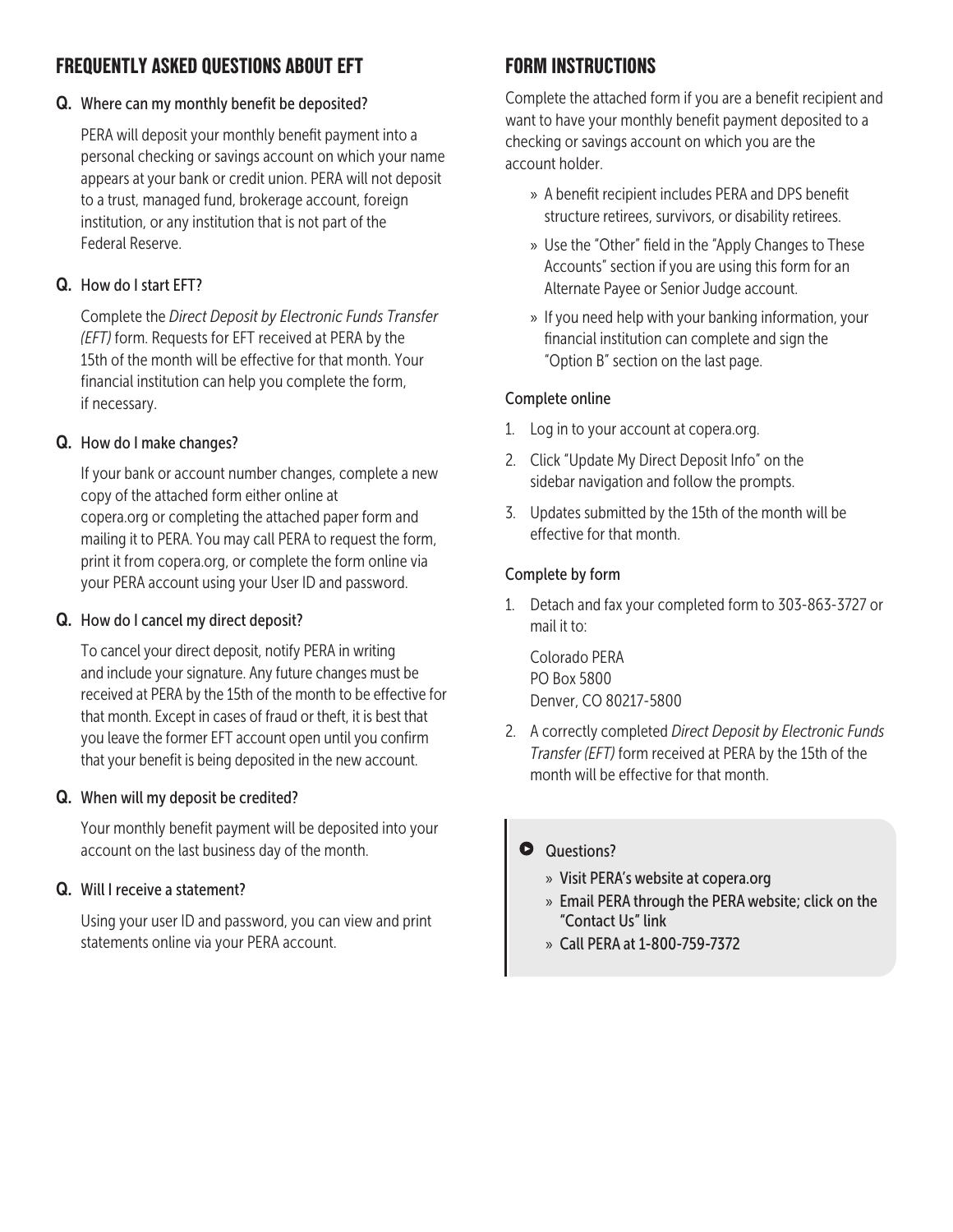## FREQUENTLY ASKED QUESTIONS ABOUT EFT

**Q. Where can my monthly benefit be deposited?**

PERA will deposit your monthly benefit payment into a personal checking or savings account on which your name appears at your bank or credit union. PERA will not deposit to a trust, managed fund, brokerage account, foreign institution, or any institution that is not part of the Federal Reserve.

**Q. How do I start EFT?**

Complete the *Direct Deposit by Electronic Funds Transfer (EFT)* form. Requests for EFT received at PERA by the 15th of the month will be effective for that month. Your financial institution can help you complete the form, if necessary.

**Q. How do I make changes?**

If your bank or account number changes, complete a new copy of the attached form either online at copera.org or completing the attached paper form and mailing it to PERA. You may call PERA to request the form, print it from copera.org, or complete the form online via your PERA account using your User ID and password.

**Q. How do I cancel my direct deposit?**

To cancel your direct deposit, notify PERA in writing and include your signature. Any future changes must be received at PERA by the 15th of the month to be effective for that month. Except in cases of fraud or theft, it is best that you leave the former EFT account open until you confirm that your benefit is being deposited in the new account.

**Q. When will my deposit be credited?**

Your monthly benefit payment will be deposited into your account on the last business day of the month.

**Q. Will I receive a statement?**

Using your user ID and password, you can view and print statements online via your PERA account.

## FORM INSTRUCTIONS

Complete the attached form if you are a benefit recipient and want to have your monthly benefit payment deposited to a checking or savings account on which you are the account holder.

- A benefit recipient includes PERA and DPS benefit structure retirees, survivors, or disability retirees.
- Use the "Other" field in the "Apply Changes to These Accounts" section if you are using this form for an Alternate Payee or Senior Judge account.
- If you need help with your banking information, your financial institution can complete and sign the "Option B" section on the last page.

### Complete online

1. Log in to your account at copera.org.
2. Click "Update My Direct Deposit Info" on the sidebar navigation and follow the prompts.
3. Updates submitted by the 15th of the month will be effective for that month.

### Complete by form

1. Detach and fax your completed form to 303-863-3727 or mail it to:

   Colorado PERA
   PO Box 5800
   Denver, CO 80217-5800

2. A correctly completed *Direct Deposit by Electronic Funds Transfer (EFT)* form received at PERA by the 15th of the month will be effective for that month.

**Questions?**

- Visit PERA's website at copera.org
- Email PERA through the PERA website; click on the "Contact Us" link
- Call PERA at 1-800-759-7372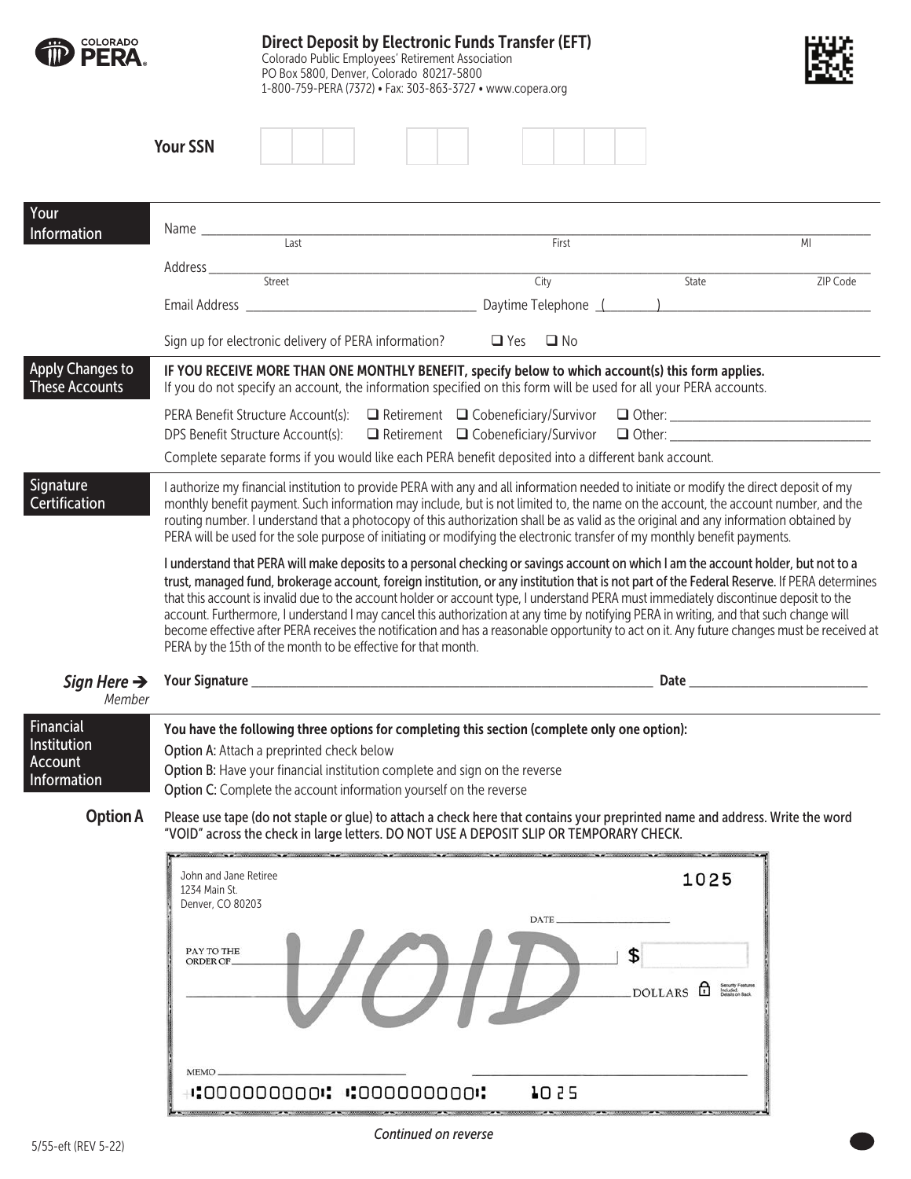**COLORADO PERA**

# Direct Deposit by Electronic Funds Transfer (EFT)

Colorado Public Employees' Retirement Association
PO Box 5800, Denver, Colorado 80217-5800
1-800-759-PERA (7372) • Fax: 303-863-3727 • www.copera.org

**Your SSN** ___ ___ ___ - ___ ___ - ___ ___ ___ ___

## Your Information

Name ______________________________________________
Last / First / MI

Address ______________________________________________
Street / City / State / ZIP Code

Email Address ____________________ Daytime Telephone (____) ____________________

Sign up for electronic delivery of PERA information? ❑ Yes ❑ No

## Apply Changes to These Accounts

**IF YOU RECEIVE MORE THAN ONE MONTHLY BENEFIT, specify below to which account(s) this form applies.**
If you do not specify an account, the information specified on this form will be used for all your PERA accounts.

PERA Benefit Structure Account(s): ❑ Retirement ❑ Cobeneficiary/Survivor ❑ Other: ____________________
DPS Benefit Structure Account(s): ❑ Retirement ❑ Cobeneficiary/Survivor ❑ Other: ____________________

Complete separate forms if you would like each PERA benefit deposited into a different bank account.

## Signature Certification

I authorize my financial institution to provide PERA with any and all information needed to initiate or modify the direct deposit of my monthly benefit payment. Such information may include, but is not limited to, the name on the account, the account number, and the routing number. I understand that a photocopy of this authorization shall be as valid as the original and any information obtained by PERA will be used for the sole purpose of initiating or modifying the electronic transfer of my monthly benefit payments.

**I understand that PERA will make deposits to a personal checking or savings account on which I am the account holder, but not to a trust, managed fund, brokerage account, foreign institution, or any institution that is not part of the Federal Reserve.** If PERA determines that this account is invalid due to the account holder or account type, I understand PERA must immediately discontinue deposit to the account. Furthermore, I understand I may cancel this authorization at any time by notifying PERA in writing, and that such change will become effective after PERA receives the notification and has a reasonable opportunity to act on it. Any future changes must be received at PERA by the 15th of the month to be effective for that month.

***Sign Here →*** *Member* **Your Signature** ______________________________ **Date** ____________________

## Financial Institution Account Information

**You have the following three options for completing this section (complete only one option):**

Option A: Attach a preprinted check below
Option B: Have your financial institution complete and sign on the reverse
Option C: Complete the account information yourself on the reverse

### Option A

**Please use tape (do not staple or glue) to attach a check here that contains your preprinted name and address. Write the word "VOID" across the check in large letters. DO NOT USE A DEPOSIT SLIP OR TEMPORARY CHECK.**

John and Jane Retiree
1234 Main St.
Denver, CO 80203

1025

DATE ____________

PAY TO THE ORDER OF ______________________ $ ______

______________________ DOLLARS

VOID

MEMO ______________

⑆000000000⑆ ⑆000000000⑈ 1025

*Continued on reverse*

5/55-eft (REV 5-22)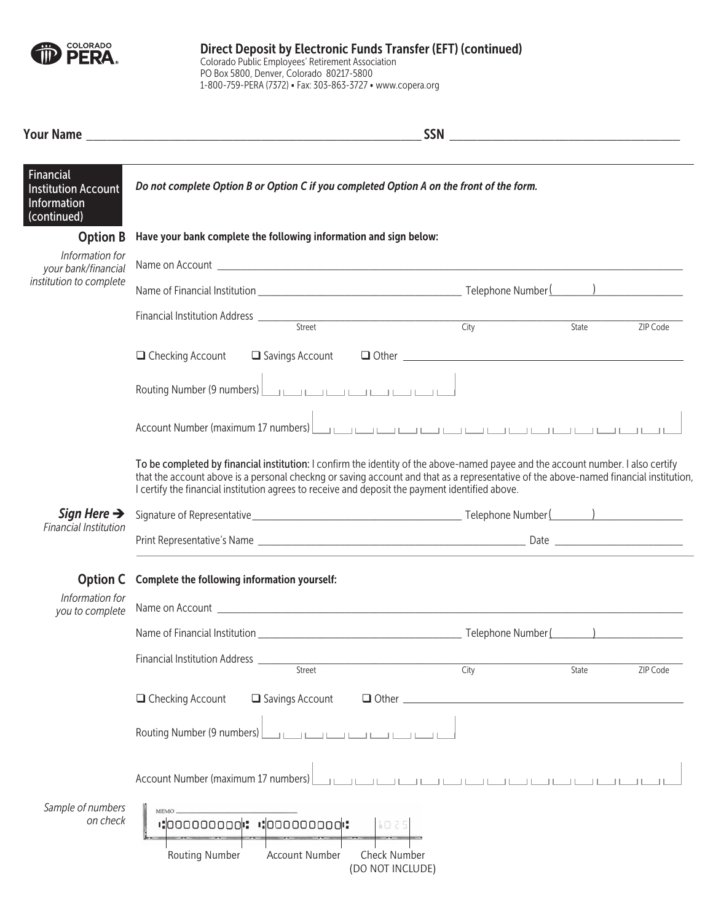# Direct Deposit by Electronic Funds Transfer (EFT) (continued)

Colorado Public Employees' Retirement Association
PO Box 5800, Denver, Colorado 80217-5800
1-800-759-PERA (7372) • Fax: 303-863-3727 • www.copera.org

**Your Name** ______________________________ **SSN** ______________________________

## Financial Institution Account Information (continued)

***Do not complete Option B or Option C if you completed Option A on the front of the form.***

### Option B

*Information for your bank/financial institution to complete*

**Have your bank complete the following information and sign below:**

Name on Account ______________________________

Name of Financial Institution ______________________________ Telephone Number (______) ______________

Financial Institution Address ______________________________
Street City State ZIP Code

☐ Checking Account ☐ Savings Account ☐ Other ______________________________

Routing Number (9 numbers) |__|__|__|__|__|__|__|__|__|

Account Number (maximum 17 numbers) |__|__|__|__|__|__|__|__|__|__|__|__|__|__|__|__|__|

**To be completed by financial institution:** I confirm the identity of the above-named payee and the account number. I also certify that the account above is a personal checkng or saving account and that as a representative of the above-named financial institution, I certify the financial institution agrees to receive and deposit the payment identified above.

***Sign Here →***
*Financial Institution*

Signature of Representative ______________________________ Telephone Number (______) ______________

Print Representative's Name ______________________________ Date ______________

### Option C

*Information for you to complete*

**Complete the following information yourself:**

Name on Account ______________________________

Name of Financial Institution ______________________________ Telephone Number (______) ______________

Financial Institution Address ______________________________
Street City State ZIP Code

☐ Checking Account ☐ Savings Account ☐ Other ______________________________

Routing Number (9 numbers) |__|__|__|__|__|__|__|__|__|

Account Number (maximum 17 numbers) |__|__|__|__|__|__|__|__|__|__|__|__|__|__|__|__|__|

*Sample of numbers on check*

MEMO ______________

⑆000000000⑆ ⑆000000000⑈ 1025

Routing Number Account Number Check Number (DO NOT INCLUDE)